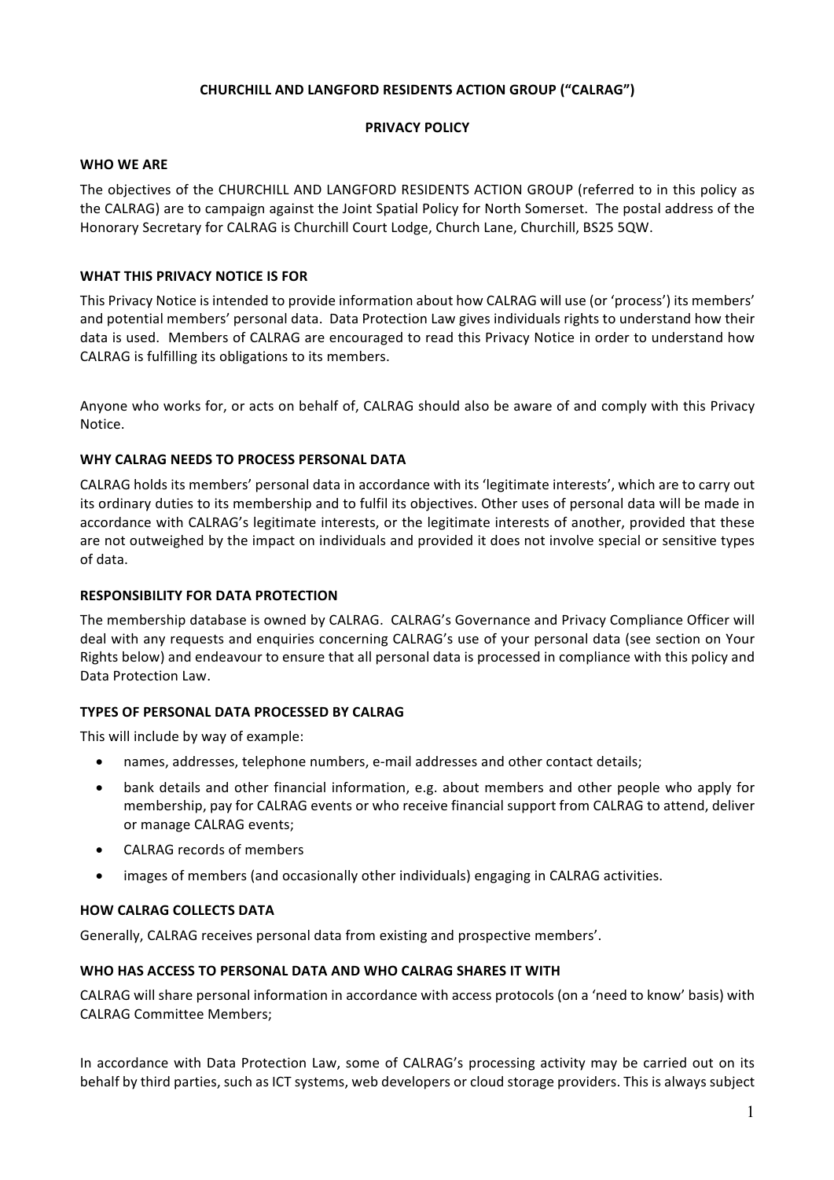# CHURCHILL AND LANGFORD RESIDENTS ACTION GROUP ("CALRAG")

## PRIVACY POLICY

### WHO WE ARE

The objectives of the CHURCHILL AND LANGFORD RESIDENTS ACTION GROUP (referred to in this policy as the CALRAG) are to campaign against the Joint Spatial Policy for North Somerset. The postal address of the Honorary Secretary for CALRAG is Churchill Court Lodge, Church Lane, Churchill, BS25 5QW.

### WHAT THIS PRIVACY NOTICE IS FOR

This Privacy Notice is intended to provide information about how CALRAG will use (or 'process') its members' and potential members' personal data. Data Protection Law gives individuals rights to understand how their data is used. Members of CALRAG are encouraged to read this Privacy Notice in order to understand how CALRAG is fulfilling its obligations to its members.

Anyone who works for, or acts on behalf of, CALRAG should also be aware of and comply with this Privacy Notice.

### WHY CALRAG NEEDS TO PROCESS PERSONAL DATA

CALRAG holds its members' personal data in accordance with its 'legitimate interests', which are to carry out its ordinary duties to its membership and to fulfil its objectives. Other uses of personal data will be made in accordance with CALRAG's legitimate interests, or the legitimate interests of another, provided that these are not outweighed by the impact on individuals and provided it does not involve special or sensitive types of data.

### RESPONSIBILITY FOR DATA PROTECTION

The membership database is owned by CALRAG. CALRAG's Governance and Privacy Compliance Officer will deal with any requests and enquiries concerning CALRAG's use of your personal data (see section on Your Rights below) and endeavour to ensure that all personal data is processed in compliance with this policy and Data Protection Law.

### TYPES OF PERSONAL DATA PROCESSED BY CALRAG

This will include by way of example:

- names, addresses, telephone numbers, e-mail addresses and other contact details;
- bank details and other financial information, e.g. about members and other people who apply for membership, pay for CALRAG events or who receive financial support from CALRAG to attend, deliver or manage CALRAG events;
- CALRAG records of members
- images of members (and occasionally other individuals) engaging in CALRAG activities.

### HOW CALRAG COLLECTS DATA

Generally, CALRAG receives personal data from existing and prospective members'.

### WHO HAS ACCESS TO PERSONAL DATA AND WHO CALRAG SHARES IT WITH

CALRAG will share personal information in accordance with access protocols (on a 'need to know' basis) with CALRAG Committee Members;

In accordance with Data Protection Law, some of CALRAG's processing activity may be carried out on its behalf by third parties, such as ICT systems, web developers or cloud storage providers. This is always subject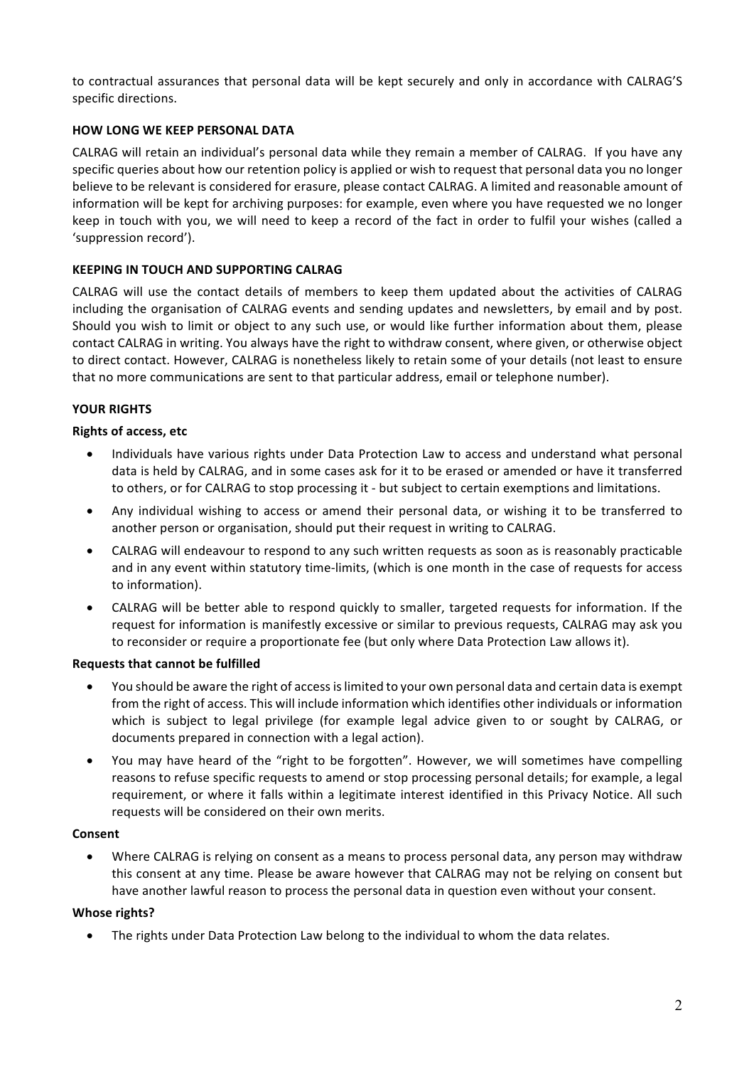to contractual assurances that personal data will be kept securely and only in accordance with CALRAG'S specific directions.

**HOW LONG WE KEEP PERSONAL DATA**

CALRAG will retain an individual's personal data while they remain a member of CALRAG. If you have any specific queries about how our retention policy is applied or wish to request that personal data you no longer believe to be relevant is considered for erasure, please contact CALRAG. A limited and reasonable amount of information will be kept for archiving purposes: for example, even where you have requested we no longer keep in touch with you, we will need to keep a record of the fact in order to fulfil your wishes (called a 'suppression record').

**KEEPING IN TOUCH AND SUPPORTING CALRAG**

CALRAG will use the contact details of members to keep them updated about the activities of CALRAG including the organisation of CALRAG events and sending updates and newsletters, by email and by post. Should you wish to limit or object to any such use, or would like further information about them, please contact CALRAG in writing. You always have the right to withdraw consent, where given, or otherwise object to direct contact. However, CALRAG is nonetheless likely to retain some of your details (not least to ensure that no more communications are sent to that particular address, email or telephone number).

**YOUR RIGHTS**

**Rights of access, etc**

- Individuals have various rights under Data Protection Law to access and understand what personal data is held by CALRAG, and in some cases ask for it to be erased or amended or have it transferred to others, or for CALRAG to stop processing it - but subject to certain exemptions and limitations.
- Any individual wishing to access or amend their personal data, or wishing it to be transferred to another person or organisation, should put their request in writing to CALRAG.
- CALRAG will endeavour to respond to any such written requests as soon as is reasonably practicable and in any event within statutory time-limits, (which is one month in the case of requests for access to information).
- CALRAG will be better able to respond quickly to smaller, targeted requests for information. If the request for information is manifestly excessive or similar to previous requests, CALRAG may ask you to reconsider or require a proportionate fee (but only where Data Protection Law allows it).

**Requests that cannot be fulfilled**

- You should be aware the right of access is limited to your own personal data and certain data is exempt from the right of access. This will include information which identifies other individuals or information which is subject to legal privilege (for example legal advice given to or sought by CALRAG, or documents prepared in connection with a legal action).
- You may have heard of the "right to be forgotten". However, we will sometimes have compelling reasons to refuse specific requests to amend or stop processing personal details; for example, a legal requirement, or where it falls within a legitimate interest identified in this Privacy Notice. All such requests will be considered on their own merits.

**Consent**

- Where CALRAG is relying on consent as a means to process personal data, any person may withdraw this consent at any time. Please be aware however that CALRAG may not be relying on consent but have another lawful reason to process the personal data in question even without your consent.

**Whose rights?**

- The rights under Data Protection Law belong to the individual to whom the data relates.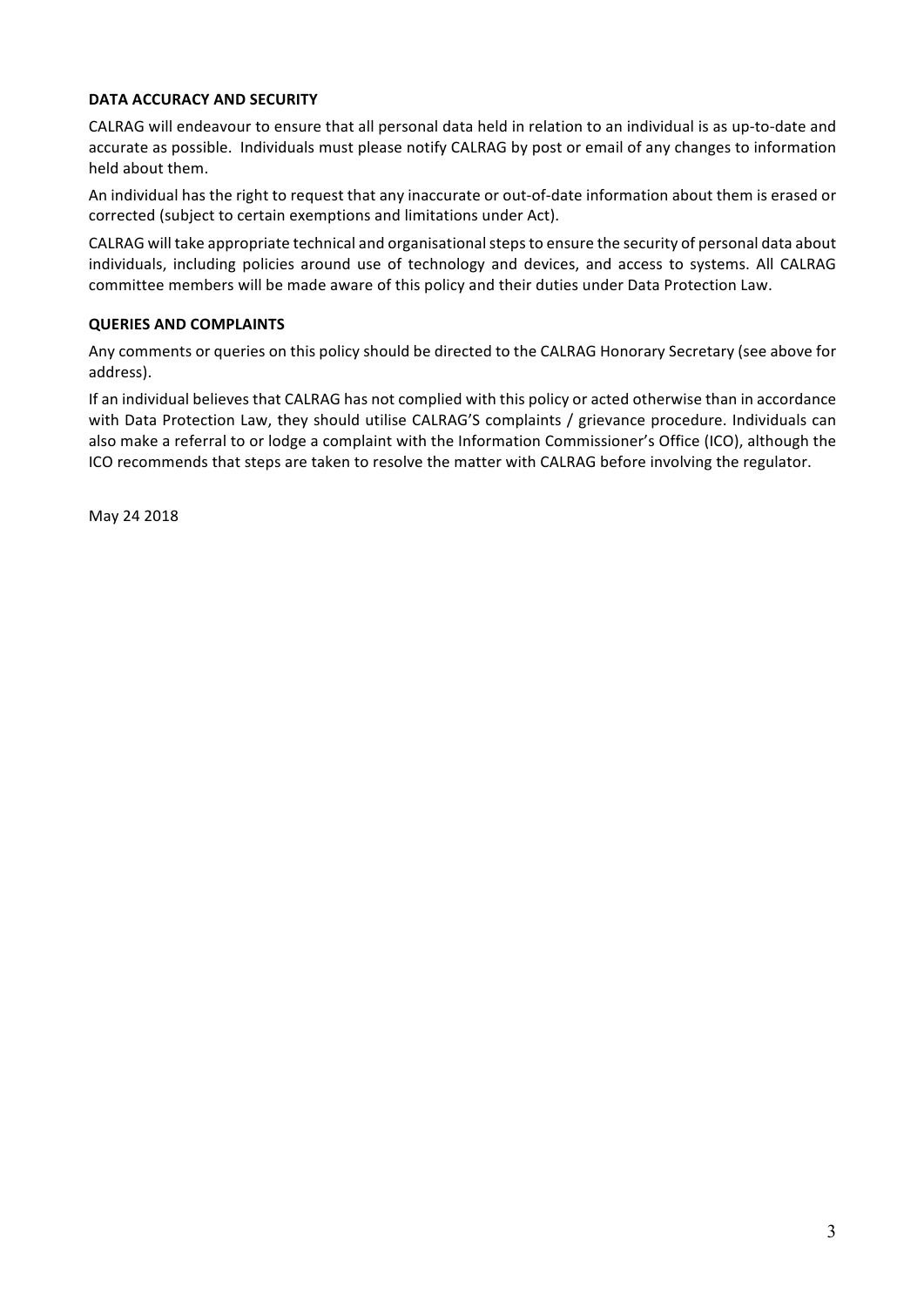**DATA ACCURACY AND SECURITY**

CALRAG will endeavour to ensure that all personal data held in relation to an individual is as up-to-date and accurate as possible. Individuals must please notify CALRAG by post or email of any changes to information held about them.

An individual has the right to request that any inaccurate or out-of-date information about them is erased or corrected (subject to certain exemptions and limitations under Act).

CALRAG will take appropriate technical and organisational steps to ensure the security of personal data about individuals, including policies around use of technology and devices, and access to systems. All CALRAG committee members will be made aware of this policy and their duties under Data Protection Law.

**QUERIES AND COMPLAINTS**

Any comments or queries on this policy should be directed to the CALRAG Honorary Secretary (see above for address).

If an individual believes that CALRAG has not complied with this policy or acted otherwise than in accordance with Data Protection Law, they should utilise CALRAG'S complaints / grievance procedure. Individuals can also make a referral to or lodge a complaint with the Information Commissioner's Office (ICO), although the ICO recommends that steps are taken to resolve the matter with CALRAG before involving the regulator.

May 24 2018